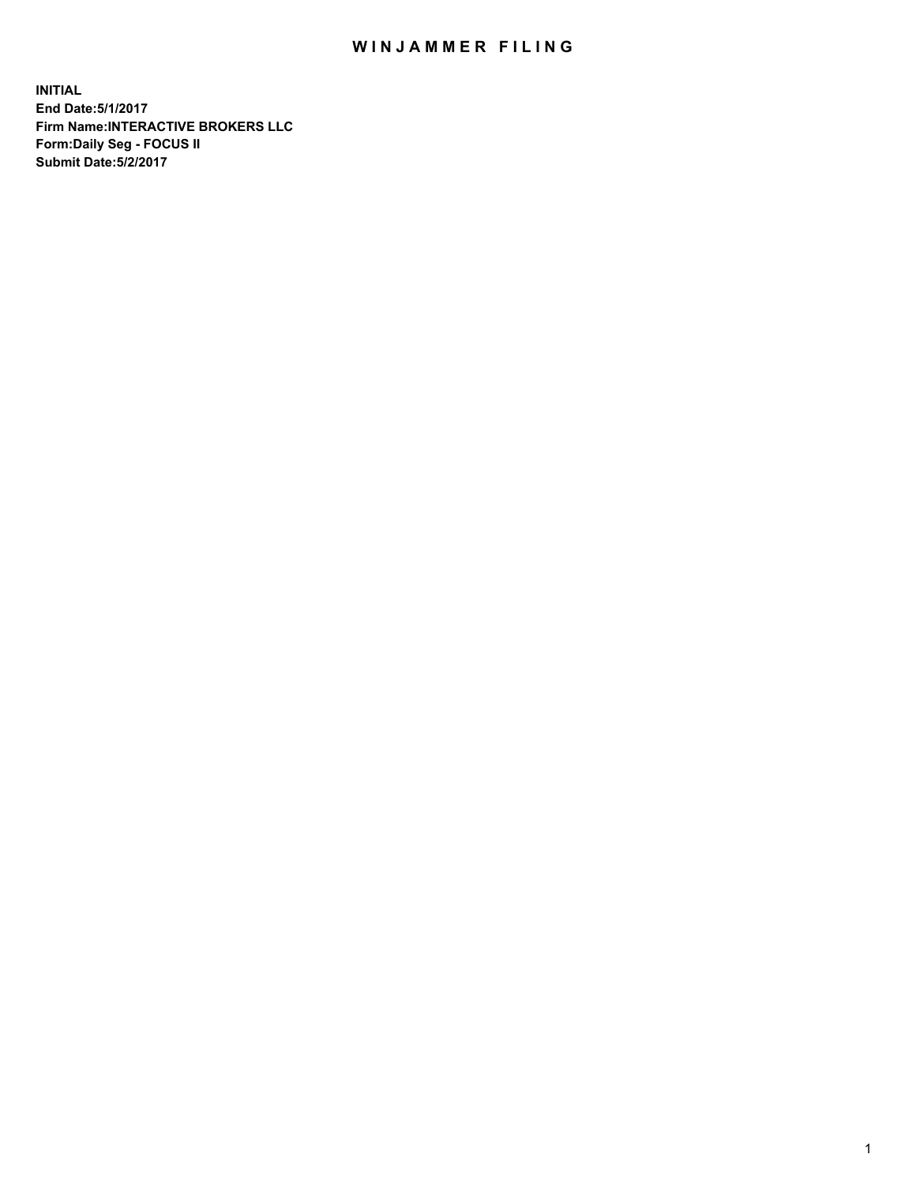# WINJAMMER FILING

**INITIAL**
**End Date:5/1/2017**
**Firm Name:INTERACTIVE BROKERS LLC**
**Form:Daily Seg - FOCUS II**
**Submit Date:5/2/2017**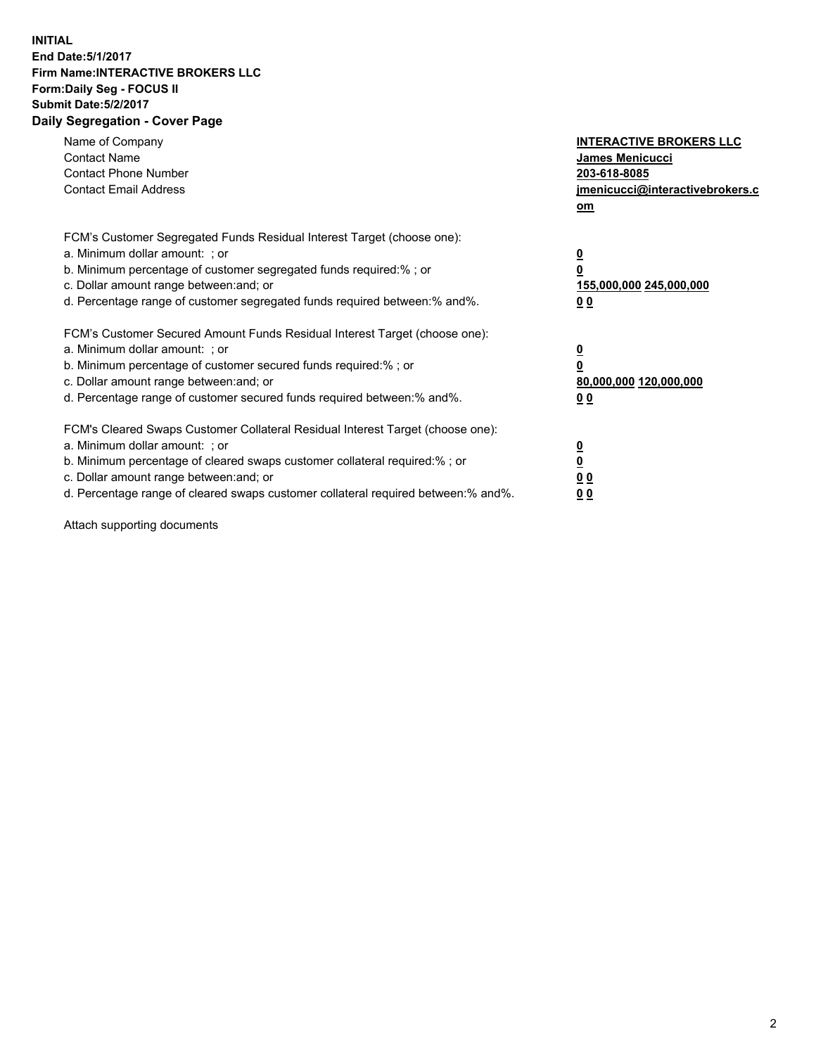**INITIAL**
**End Date:5/1/2017**
**Firm Name:INTERACTIVE BROKERS LLC**
**Form:Daily Seg - FOCUS II**
**Submit Date:5/2/2017**
**Daily Segregation - Cover Page**

| | |
|---|---|
| Name of Company | **INTERACTIVE BROKERS LLC** |
| Contact Name | **James Menicucci** |
| Contact Phone Number | **203-618-8085** |
| Contact Email Address | **jmenicucci@interactivebrokers.com** |

| | |
|---|---|
| FCM's Customer Segregated Funds Residual Interest Target (choose one): | |
| a. Minimum dollar amount: ; or | **0** |
| b. Minimum percentage of customer segregated funds required:% ; or | **0** |
| c. Dollar amount range between:and; or | **155,000,000 245,000,000** |
| d. Percentage range of customer segregated funds required between:% and%. | **0 0** |
| FCM's Customer Secured Amount Funds Residual Interest Target (choose one): | |
| a. Minimum dollar amount: ; or | **0** |
| b. Minimum percentage of customer secured funds required:% ; or | **0** |
| c. Dollar amount range between:and; or | **80,000,000 120,000,000** |
| d. Percentage range of customer secured funds required between:% and%. | **0 0** |
| FCM's Cleared Swaps Customer Collateral Residual Interest Target (choose one): | |
| a. Minimum dollar amount: ; or | **0** |
| b. Minimum percentage of cleared swaps customer collateral required:% ; or | **0** |
| c. Dollar amount range between:and; or | **0 0** |
| d. Percentage range of cleared swaps customer collateral required between:% and%. | **0 0** |

Attach supporting documents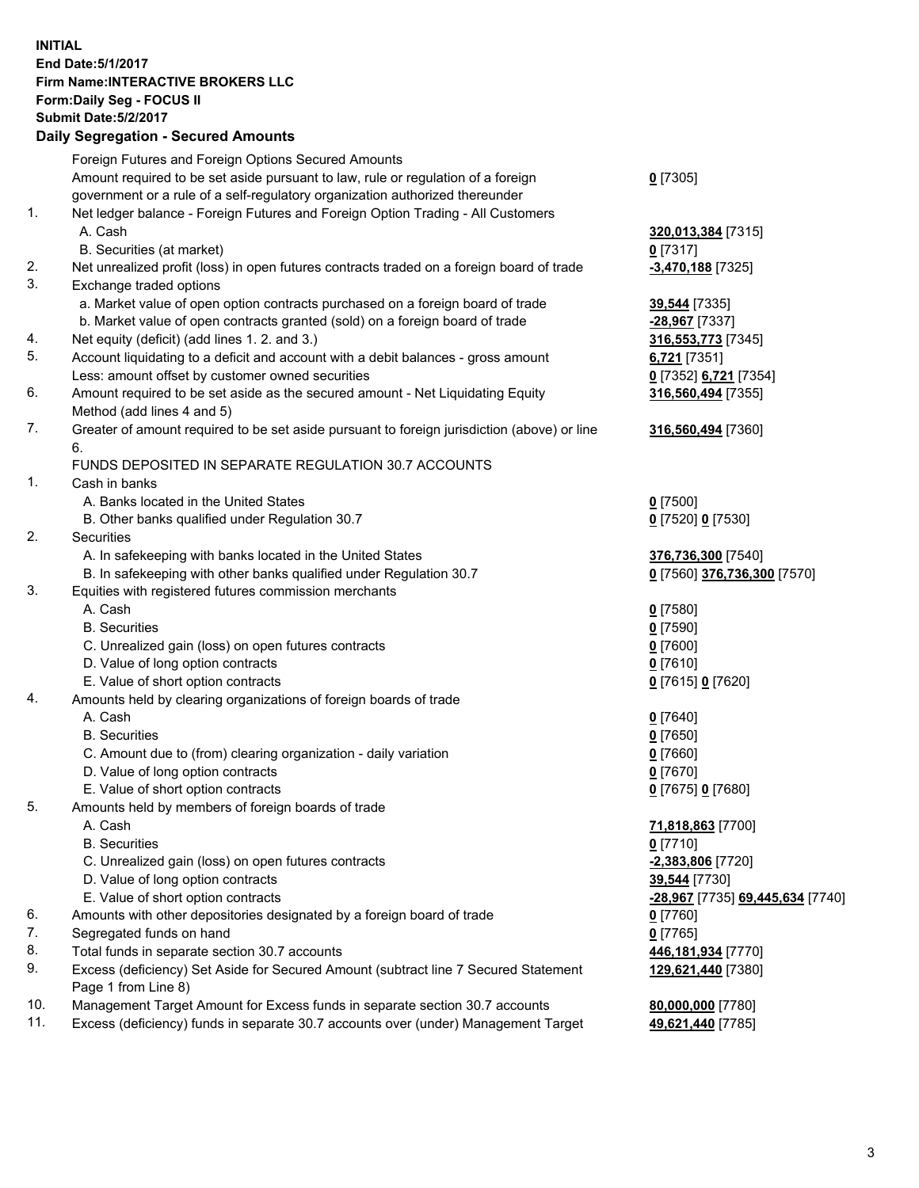**INITIAL**
**End Date:5/1/2017**
**Firm Name:INTERACTIVE BROKERS LLC**
**Form:Daily Seg - FOCUS II**
**Submit Date:5/2/2017**

## Daily Segregation - Secured Amounts

| | | |
|---|---|---|
| | Foreign Futures and Foreign Options Secured Amounts | |
| | Amount required to be set aside pursuant to law, rule or regulation of a foreign government or a rule of a self-regulatory organization authorized thereunder | **0** [7305] |
| 1. | Net ledger balance - Foreign Futures and Foreign Option Trading - All Customers | |
| | A. Cash | **320,013,384** [7315] |
| | B. Securities (at market) | **0** [7317] |
| 2. | Net unrealized profit (loss) in open futures contracts traded on a foreign board of trade | **-3,470,188** [7325] |
| 3. | Exchange traded options | |
| | a. Market value of open option contracts purchased on a foreign board of trade | **39,544** [7335] |
| | b. Market value of open contracts granted (sold) on a foreign board of trade | **-28,967** [7337] |
| 4. | Net equity (deficit) (add lines 1. 2. and 3.) | **316,553,773** [7345] |
| 5. | Account liquidating to a deficit and account with a debit balances - gross amount | **6,721** [7351] |
| | Less: amount offset by customer owned securities | **0** [7352] **6,721** [7354] |
| 6. | Amount required to be set aside as the secured amount - Net Liquidating Equity Method (add lines 4 and 5) | **316,560,494** [7355] |
| 7. | Greater of amount required to be set aside pursuant to foreign jurisdiction (above) or line 6. | **316,560,494** [7360] |
| | FUNDS DEPOSITED IN SEPARATE REGULATION 30.7 ACCOUNTS | |
| 1. | Cash in banks | |
| | A. Banks located in the United States | **0** [7500] |
| | B. Other banks qualified under Regulation 30.7 | **0** [7520] **0** [7530] |
| 2. | Securities | |
| | A. In safekeeping with banks located in the United States | **376,736,300** [7540] |
| | B. In safekeeping with other banks qualified under Regulation 30.7 | **0** [7560] **376,736,300** [7570] |
| 3. | Equities with registered futures commission merchants | |
| | A. Cash | **0** [7580] |
| | B. Securities | **0** [7590] |
| | C. Unrealized gain (loss) on open futures contracts | **0** [7600] |
| | D. Value of long option contracts | **0** [7610] |
| | E. Value of short option contracts | **0** [7615] **0** [7620] |
| 4. | Amounts held by clearing organizations of foreign boards of trade | |
| | A. Cash | **0** [7640] |
| | B. Securities | **0** [7650] |
| | C. Amount due to (from) clearing organization - daily variation | **0** [7660] |
| | D. Value of long option contracts | **0** [7670] |
| | E. Value of short option contracts | **0** [7675] **0** [7680] |
| 5. | Amounts held by members of foreign boards of trade | |
| | A. Cash | **71,818,863** [7700] |
| | B. Securities | **0** [7710] |
| | C. Unrealized gain (loss) on open futures contracts | **-2,383,806** [7720] |
| | D. Value of long option contracts | **39,544** [7730] |
| | E. Value of short option contracts | **-28,967** [7735] **69,445,634** [7740] |
| 6. | Amounts with other depositories designated by a foreign board of trade | **0** [7760] |
| 7. | Segregated funds on hand | **0** [7765] |
| 8. | Total funds in separate section 30.7 accounts | **446,181,934** [7770] |
| 9. | Excess (deficiency) Set Aside for Secured Amount (subtract line 7 Secured Statement Page 1 from Line 8) | **129,621,440** [7380] |
| 10. | Management Target Amount for Excess funds in separate section 30.7 accounts | **80,000,000** [7780] |
| 11. | Excess (deficiency) funds in separate 30.7 accounts over (under) Management Target | **49,621,440** [7785] |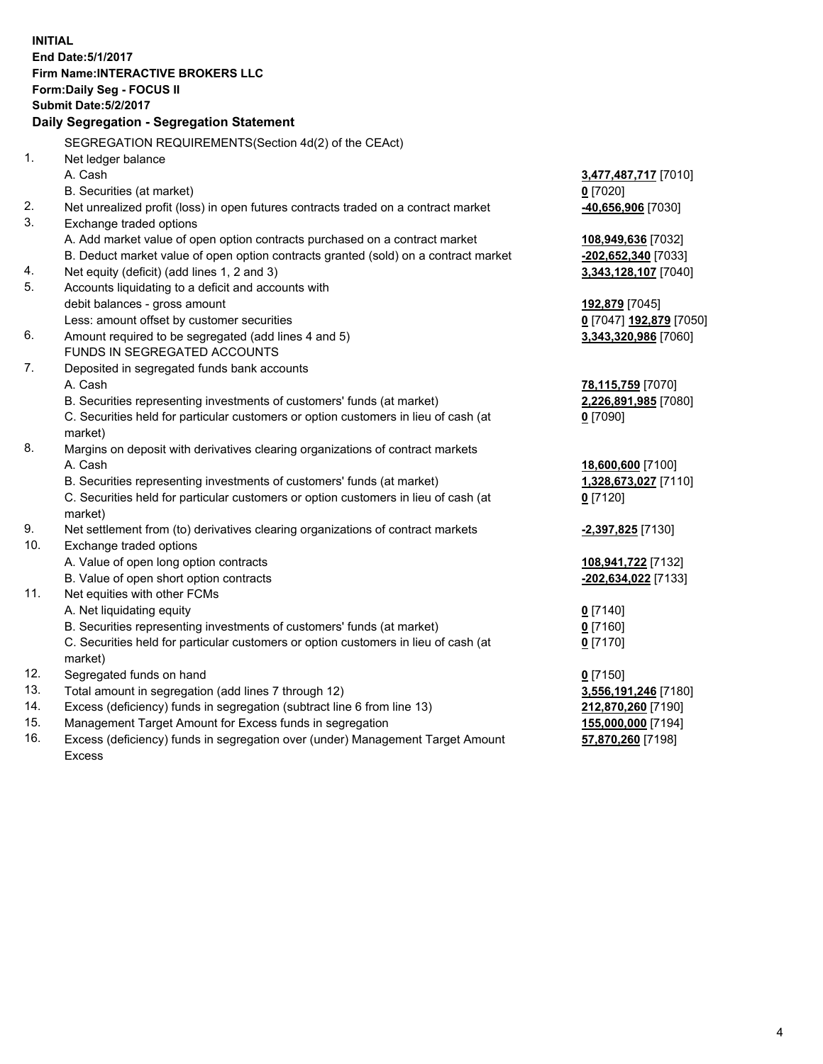**INITIAL**
**End Date:5/1/2017**
**Firm Name:INTERACTIVE BROKERS LLC**
**Form:Daily Seg - FOCUS II**
**Submit Date:5/2/2017**

## Daily Segregation - Segregation Statement

| | | |
|---|---|---|
| | SEGREGATION REQUIREMENTS(Section 4d(2) of the CEAct) | |
| 1. | Net ledger balance | |
| | A. Cash | **3,477,487,717** [7010] |
| | B. Securities (at market) | **0** [7020] |
| 2. | Net unrealized profit (loss) in open futures contracts traded on a contract market | **-40,656,906** [7030] |
| 3. | Exchange traded options | |
| | A. Add market value of open option contracts purchased on a contract market | **108,949,636** [7032] |
| | B. Deduct market value of open option contracts granted (sold) on a contract market | **-202,652,340** [7033] |
| 4. | Net equity (deficit) (add lines 1, 2 and 3) | **3,343,128,107** [7040] |
| 5. | Accounts liquidating to a deficit and accounts with | |
| | debit balances - gross amount | **192,879** [7045] |
| | Less: amount offset by customer securities | **0** [7047] **192,879** [7050] |
| 6. | Amount required to be segregated (add lines 4 and 5) | **3,343,320,986** [7060] |
| | FUNDS IN SEGREGATED ACCOUNTS | |
| 7. | Deposited in segregated funds bank accounts | |
| | A. Cash | **78,115,759** [7070] |
| | B. Securities representing investments of customers' funds (at market) | **2,226,891,985** [7080] |
| | C. Securities held for particular customers or option customers in lieu of cash (at market) | **0** [7090] |
| 8. | Margins on deposit with derivatives clearing organizations of contract markets | |
| | A. Cash | **18,600,600** [7100] |
| | B. Securities representing investments of customers' funds (at market) | **1,328,673,027** [7110] |
| | C. Securities held for particular customers or option customers in lieu of cash (at market) | **0** [7120] |
| 9. | Net settlement from (to) derivatives clearing organizations of contract markets | **-2,397,825** [7130] |
| 10. | Exchange traded options | |
| | A. Value of open long option contracts | **108,941,722** [7132] |
| | B. Value of open short option contracts | **-202,634,022** [7133] |
| 11. | Net equities with other FCMs | |
| | A. Net liquidating equity | **0** [7140] |
| | B. Securities representing investments of customers' funds (at market) | **0** [7160] |
| | C. Securities held for particular customers or option customers in lieu of cash (at market) | **0** [7170] |
| 12. | Segregated funds on hand | **0** [7150] |
| 13. | Total amount in segregation (add lines 7 through 12) | **3,556,191,246** [7180] |
| 14. | Excess (deficiency) funds in segregation (subtract line 6 from line 13) | **212,870,260** [7190] |
| 15. | Management Target Amount for Excess funds in segregation | **155,000,000** [7194] |
| 16. | Excess (deficiency) funds in segregation over (under) Management Target Amount Excess | **57,870,260** [7198] |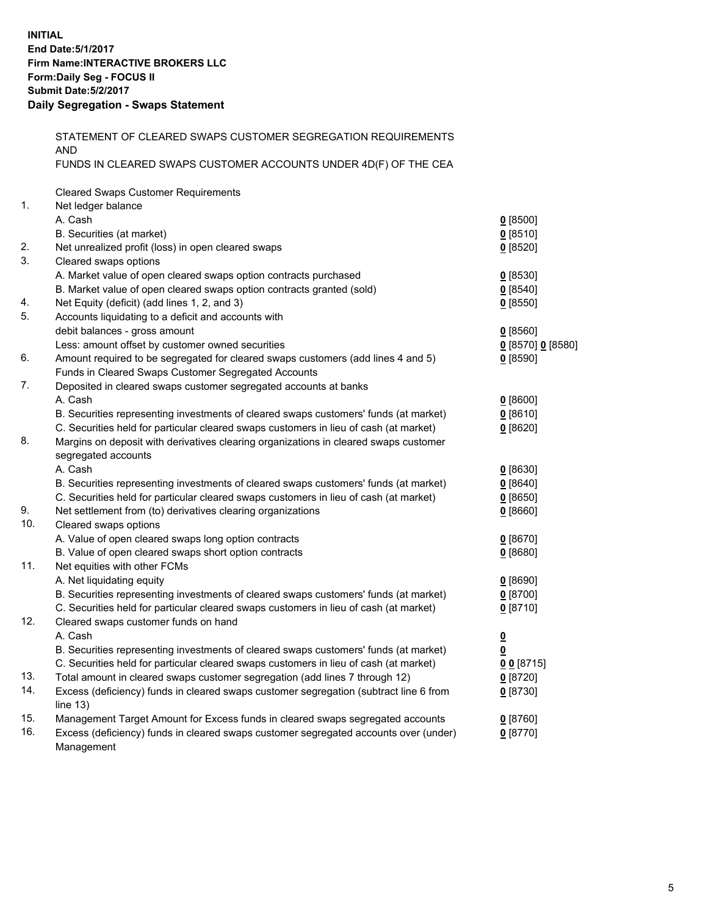**INITIAL**
**End Date:5/1/2017**
**Firm Name:INTERACTIVE BROKERS LLC**
**Form:Daily Seg - FOCUS II**
**Submit Date:5/2/2017**
**Daily Segregation - Swaps Statement**

STATEMENT OF CLEARED SWAPS CUSTOMER SEGREGATION REQUIREMENTS AND FUNDS IN CLEARED SWAPS CUSTOMER ACCOUNTS UNDER 4D(F) OF THE CEA

| | | |
|---|---|---|
| | Cleared Swaps Customer Requirements | |
| 1. | Net ledger balance | |
| | A. Cash | 0 [8500] |
| | B. Securities (at market) | 0 [8510] |
| 2. | Net unrealized profit (loss) in open cleared swaps | 0 [8520] |
| 3. | Cleared swaps options | |
| | A. Market value of open cleared swaps option contracts purchased | 0 [8530] |
| | B. Market value of open cleared swaps option contracts granted (sold) | 0 [8540] |
| 4. | Net Equity (deficit) (add lines 1, 2, and 3) | 0 [8550] |
| 5. | Accounts liquidating to a deficit and accounts with debit balances - gross amount | 0 [8560] |
| | Less: amount offset by customer owned securities | 0 [8570] 0 [8580] |
| 6. | Amount required to be segregated for cleared swaps customers (add lines 4 and 5) | 0 [8590] |
| | Funds in Cleared Swaps Customer Segregated Accounts | |
| 7. | Deposited in cleared swaps customer segregated accounts at banks | |
| | A. Cash | 0 [8600] |
| | B. Securities representing investments of cleared swaps customers' funds (at market) | 0 [8610] |
| | C. Securities held for particular cleared swaps customers in lieu of cash (at market) | 0 [8620] |
| 8. | Margins on deposit with derivatives clearing organizations in cleared swaps customer segregated accounts | |
| | A. Cash | 0 [8630] |
| | B. Securities representing investments of cleared swaps customers' funds (at market) | 0 [8640] |
| | C. Securities held for particular cleared swaps customers in lieu of cash (at market) | 0 [8650] |
| 9. | Net settlement from (to) derivatives clearing organizations | 0 [8660] |
| 10. | Cleared swaps options | |
| | A. Value of open cleared swaps long option contracts | 0 [8670] |
| | B. Value of open cleared swaps short option contracts | 0 [8680] |
| 11. | Net equities with other FCMs | |
| | A. Net liquidating equity | 0 [8690] |
| | B. Securities representing investments of cleared swaps customers' funds (at market) | 0 [8700] |
| | C. Securities held for particular cleared swaps customers in lieu of cash (at market) | 0 [8710] |
| 12. | Cleared swaps customer funds on hand | |
| | A. Cash | 0 |
| | B. Securities representing investments of cleared swaps customers' funds (at market) | 0 |
| | C. Securities held for particular cleared swaps customers in lieu of cash (at market) | 0 0 [8715] |
| 13. | Total amount in cleared swaps customer segregation (add lines 7 through 12) | 0 [8720] |
| 14. | Excess (deficiency) funds in cleared swaps customer segregation (subtract line 6 from line 13) | 0 [8730] |
| 15. | Management Target Amount for Excess funds in cleared swaps segregated accounts | 0 [8760] |
| 16. | Excess (deficiency) funds in cleared swaps customer segregated accounts over (under) Management | 0 [8770] |